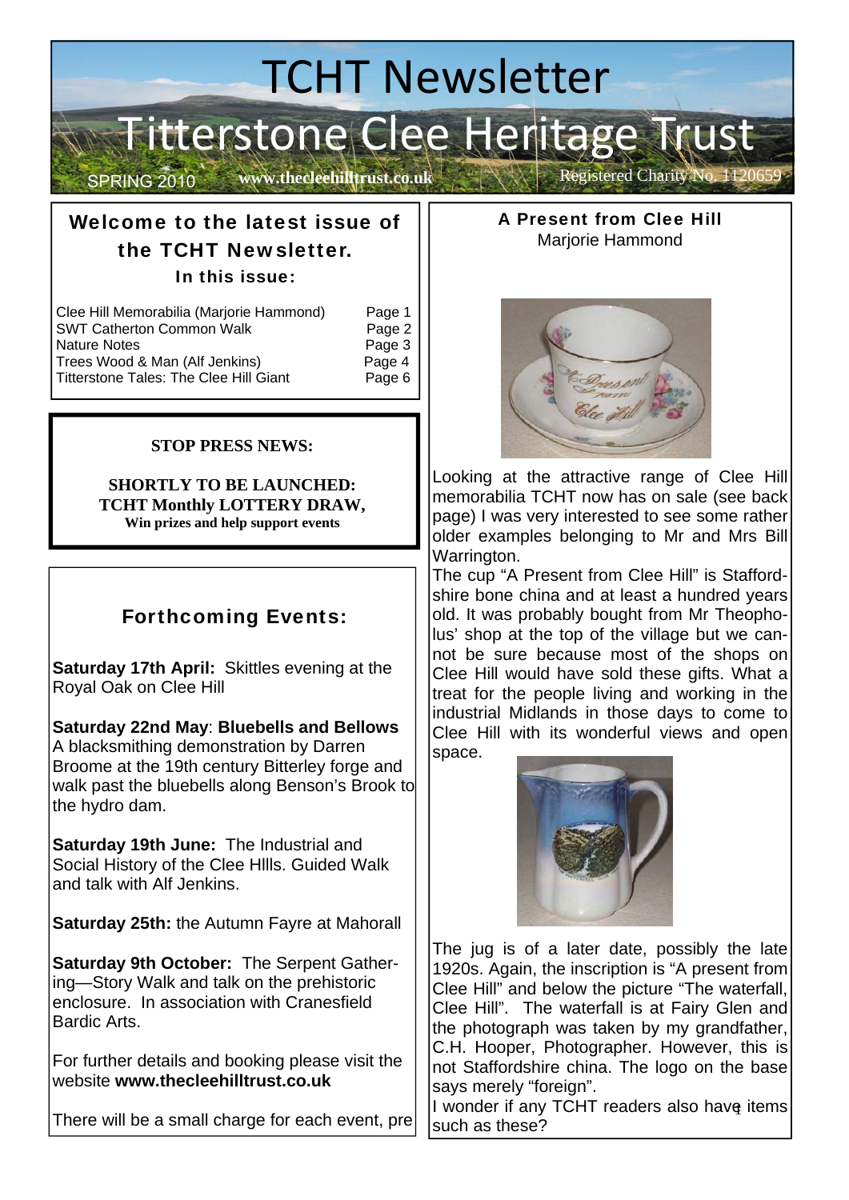# TCHT Newsletter

# Titterstone Clee Heritage Trust

SPRING 2010 **www.thecleehilltrust.co.uk** Registered Charity No. 1120659

## Welcome to the latest issue of the TCHT Newsletter.

### In this issue:

| | |
|---|---|
| Clee Hill Memorabilia (Marjorie Hammond) | Page 1 |
| SWT Catherton Common Walk | Page 2 |
| Nature Notes | Page 3 |
| Trees Wood & Man (Alf Jenkins) | Page 4 |
| Titterstone Tales: The Clee Hill Giant | Page 6 |

**STOP PRESS NEWS:**

**SHORTLY TO BE LAUNCHED:**
**TCHT Monthly LOTTERY DRAW,**
**Win prizes and help support events**

## Forthcoming Events:

**Saturday 17th April:** Skittles evening at the Royal Oak on Clee Hill

**Saturday 22nd May**: **Bluebells and Bellows** A blacksmithing demonstration by Darren Broome at the 19th century Bitterley forge and walk past the bluebells along Benson's Brook to the hydro dam.

**Saturday 19th June:** The Industrial and Social History of the Clee HIlls. Guided Walk and talk with Alf Jenkins.

**Saturday 25th:** the Autumn Fayre at Mahorall

**Saturday 9th October:** The Serpent Gathering—Story Walk and talk on the prehistoric enclosure. In association with Cranesfield Bardic Arts.

For further details and booking please visit the website **www.thecleehilltrust.co.uk**

There will be a small charge for each event, pre

## A Present from Clee Hill

Marjorie Hammond

Looking at the attractive range of Clee Hill memorabilia TCHT now has on sale (see back page) I was very interested to see some rather older examples belonging to Mr and Mrs Bill Warrington.

The cup "A Present from Clee Hill" is Staffordshire bone china and at least a hundred years old. It was probably bought from Mr Theopholus' shop at the top of the village but we cannot be sure because most of the shops on Clee Hill would have sold these gifts. What a treat for the people living and working in the industrial Midlands in those days to come to Clee Hill with its wonderful views and open space.

The jug is of a later date, possibly the late 1920s. Again, the inscription is "A present from Clee Hill" and below the picture "The waterfall, Clee Hill". The waterfall is at Fairy Glen and the photograph was taken by my grandfather, C.H. Hooper, Photographer. However, this is not Staffordshire china. The logo on the base says merely "foreign".

I wonder if any TCHT readers also have items such as these?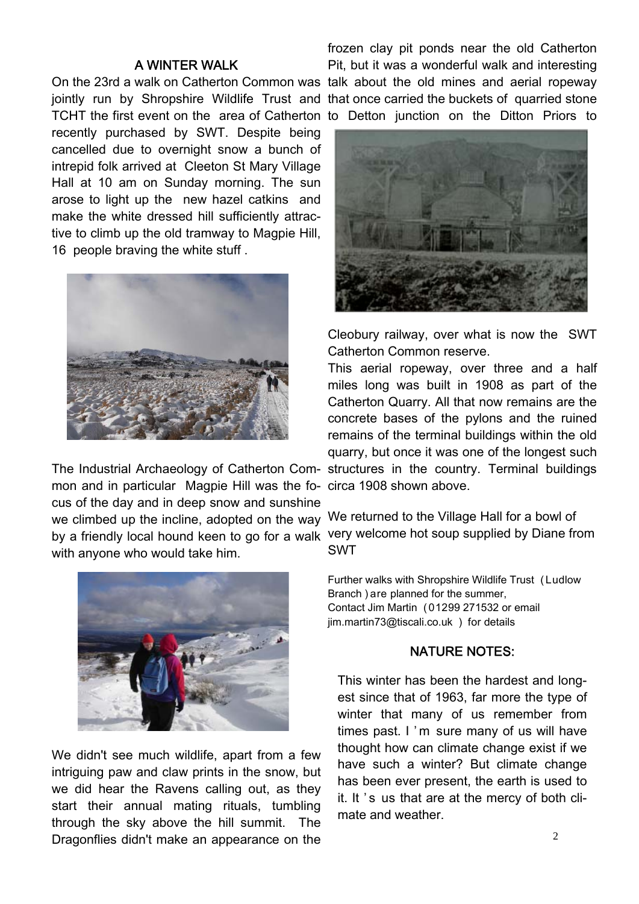## A WINTER WALK

On the 23rd a walk on Catherton Common was jointly run by Shropshire Wildlife Trust and TCHT the first event on the area of Catherton recently purchased by SWT. Despite being cancelled due to overnight snow a bunch of intrepid folk arrived at Cleeton St Mary Village Hall at 10 am on Sunday morning. The sun arose to light up the new hazel catkins and make the white dressed hill sufficiently attractive to climb up the old tramway to Magpie Hill, 16 people braving the white stuff .

The Industrial Archaeology of Catherton Common and in particular Magpie Hill was the focus of the day and in deep snow and sunshine we climbed up the incline, adopted on the way by a friendly local hound keen to go for a walk with anyone who would take him.

We didn't see much wildlife, apart from a few intriguing paw and claw prints in the snow, but we did hear the Ravens calling out, as they start their annual mating rituals, tumbling through the sky above the hill summit. The Dragonflies didn't make an appearance on the frozen clay pit ponds near the old Catherton Pit, but it was a wonderful walk and interesting talk about the old mines and aerial ropeway that once carried the buckets of quarried stone to Detton junction on the Ditton Priors to Cleobury railway, over what is now the SWT Catherton Common reserve.

This aerial ropeway, over three and a half miles long was built in 1908 as part of the Catherton Quarry. All that now remains are the concrete bases of the pylons and the ruined remains of the terminal buildings within the old quarry, but once it was one of the longest such structures in the country. Terminal buildings circa 1908 shown above.

We returned to the Village Hall for a bowl of very welcome hot soup supplied by Diane from SWT

Further walks with Shropshire Wildlife Trust (Ludlow Branch) are planned for the summer,
Contact Jim Martin (01299 271532 or email jim.martin73@tiscali.co.uk ) for details

## NATURE NOTES:

This winter has been the hardest and longest since that of 1963, far more the type of winter that many of us remember from times past. I'm sure many of us will have thought how can climate change exist if we have such a winter? But climate change has been ever present, the earth is used to it. It's us that are at the mercy of both climate and weather.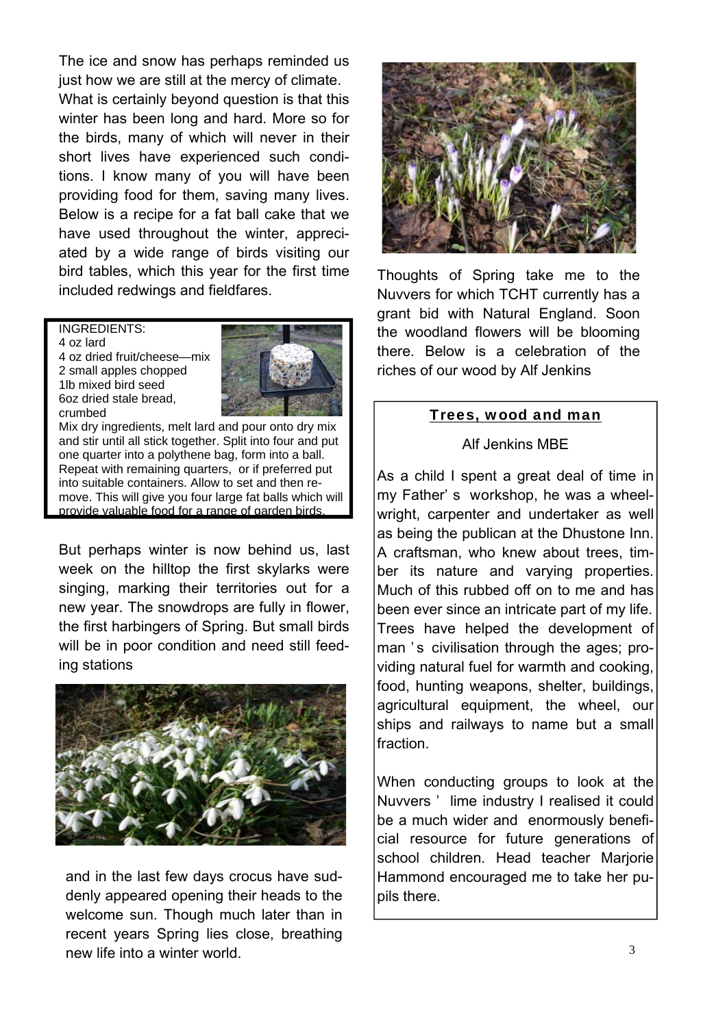The ice and snow has perhaps reminded us just how we are still at the mercy of climate. What is certainly beyond question is that this winter has been long and hard. More so for the birds, many of which will never in their short lives have experienced such conditions. I know many of you will have been providing food for them, saving many lives. Below is a recipe for a fat ball cake that we have used throughout the winter, appreciated by a wide range of birds visiting our bird tables, which this year for the first time included redwings and fieldfares.

INGREDIENTS:
4 oz lard
4 oz dried fruit/cheese—mix
2 small apples chopped
1lb mixed bird seed
6oz dried stale bread, crumbed

Mix dry ingredients, melt lard and pour onto dry mix and stir until all stick together. Split into four and put one quarter into a polythene bag, form into a ball. Repeat with remaining quarters, or if preferred put into suitable containers. Allow to set and then remove. This will give you four large fat balls which will provide valuable food for a range of garden birds.

But perhaps winter is now behind us, last week on the hilltop the first skylarks were singing, marking their territories out for a new year. The snowdrops are fully in flower, the first harbingers of Spring. But small birds will be in poor condition and need still feeding stations

and in the last few days crocus have suddenly appeared opening their heads to the welcome sun. Though much later than in recent years Spring lies close, breathing new life into a winter world.

Thoughts of Spring take me to the Nuvvers for which TCHT currently has a grant bid with Natural England. Soon the woodland flowers will be blooming there. Below is a celebration of the riches of our wood by Alf Jenkins

## Trees, wood and man

Alf Jenkins MBE

As a child I spent a great deal of time in my Father's workshop, he was a wheelwright, carpenter and undertaker as well as being the publican at the Dhustone Inn. A craftsman, who knew about trees, timber its nature and varying properties. Much of this rubbed off on to me and has been ever since an intricate part of my life. Trees have helped the development of man's civilisation through the ages; providing natural fuel for warmth and cooking, food, hunting weapons, shelter, buildings, agricultural equipment, the wheel, our ships and railways to name but a small fraction.

When conducting groups to look at the Nuvvers' lime industry I realised it could be a much wider and enormously beneficial resource for future generations of school children. Head teacher Marjorie Hammond encouraged me to take her pupils there.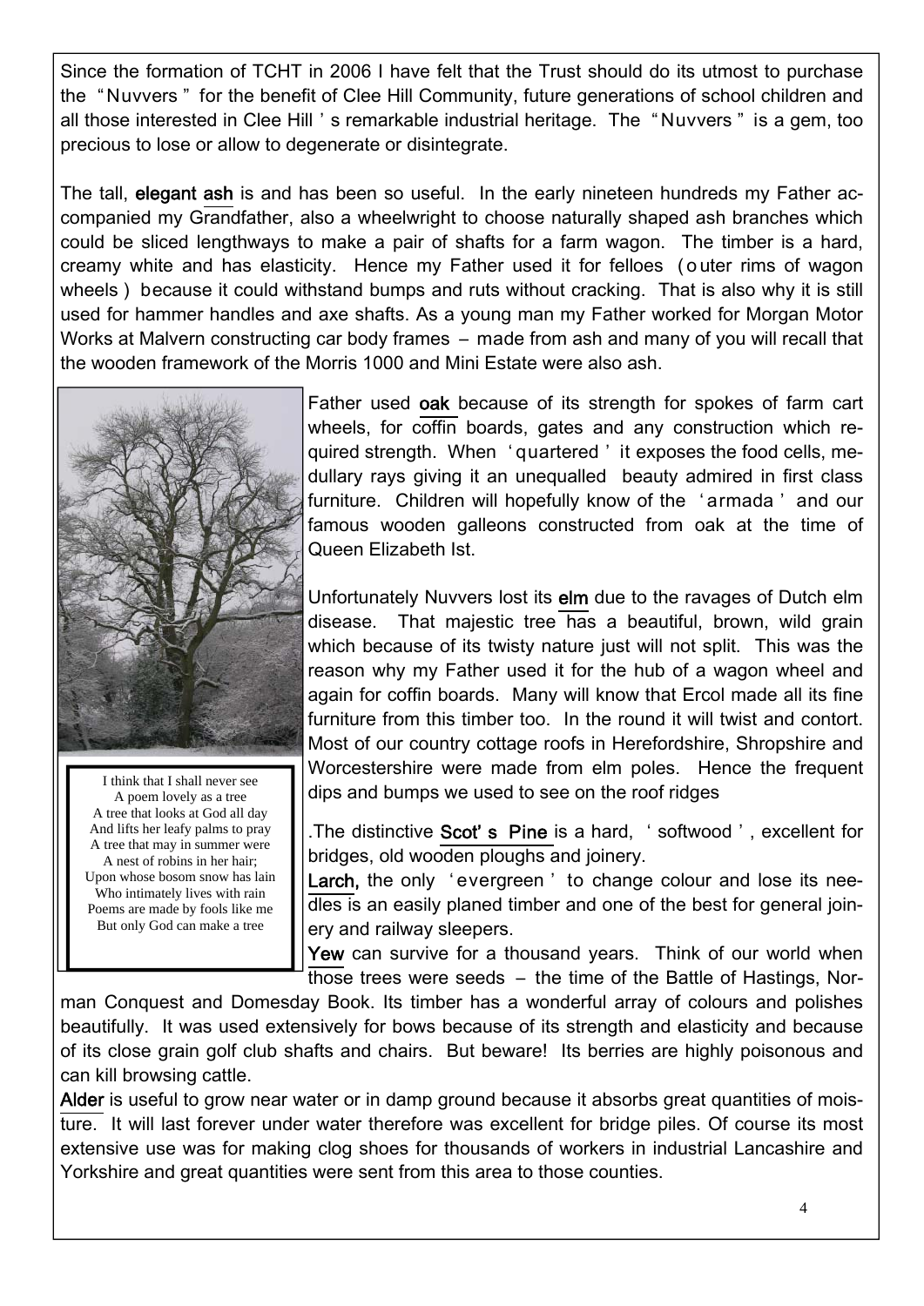Since the formation of TCHT in 2006 I have felt that the Trust should do its utmost to purchase the "Nuvvers" for the benefit of Clee Hill Community, future generations of school children and all those interested in Clee Hill's remarkable industrial heritage. The "Nuvvers" is a gem, too precious to lose or allow to degenerate or disintegrate.

The tall, **elegant ash** is and has been so useful. In the early nineteen hundreds my Father accompanied my Grandfather, also a wheelwright to choose naturally shaped ash branches which could be sliced lengthways to make a pair of shafts for a farm wagon. The timber is a hard, creamy white and has elasticity. Hence my Father used it for felloes (outer rims of wagon wheels) because it could withstand bumps and ruts without cracking. That is also why it is still used for hammer handles and axe shafts. As a young man my Father worked for Morgan Motor Works at Malvern constructing car body frames – made from ash and many of you will recall that the wooden framework of the Morris 1000 and Mini Estate were also ash.

I think that I shall never see
A poem lovely as a tree
A tree that looks at God all day
And lifts her leafy palms to pray
A tree that may in summer were
A nest of robins in her hair;
Upon whose bosom snow has lain
Who intimately lives with rain
Poems are made by fools like me
But only God can make a tree

Father used **oak** because of its strength for spokes of farm cart wheels, for coffin boards, gates and any construction which required strength. When 'quartered' it exposes the food cells, medullary rays giving it an unequalled beauty admired in first class furniture. Children will hopefully know of the 'armada' and our famous wooden galleons constructed from oak at the time of Queen Elizabeth Ist.

Unfortunately Nuvvers lost its **elm** due to the ravages of Dutch elm disease. That majestic tree has a beautiful, brown, wild grain which because of its twisty nature just will not split. This was the reason why my Father used it for the hub of a wagon wheel and again for coffin boards. Many will know that Ercol made all its fine furniture from this timber too. In the round it will twist and contort. Most of our country cottage roofs in Herefordshire, Shropshire and Worcestershire were made from elm poles. Hence the frequent dips and bumps we used to see on the roof ridges

.The distinctive **Scot's Pine** is a hard, 'softwood', excellent for bridges, old wooden ploughs and joinery.

**Larch,** the only 'evergreen' to change colour and lose its needles is an easily planed timber and one of the best for general joinery and railway sleepers.

**Yew** can survive for a thousand years. Think of our world when those trees were seeds – the time of the Battle of Hastings, Norman Conquest and Domesday Book. Its timber has a wonderful array of colours and polishes beautifully. It was used extensively for bows because of its strength and elasticity and because of its close grain golf club shafts and chairs. But beware! Its berries are highly poisonous and can kill browsing cattle.

**Alder** is useful to grow near water or in damp ground because it absorbs great quantities of moisture. It will last forever under water therefore was excellent for bridge piles. Of course its most extensive use was for making clog shoes for thousands of workers in industrial Lancashire and Yorkshire and great quantities were sent from this area to those counties.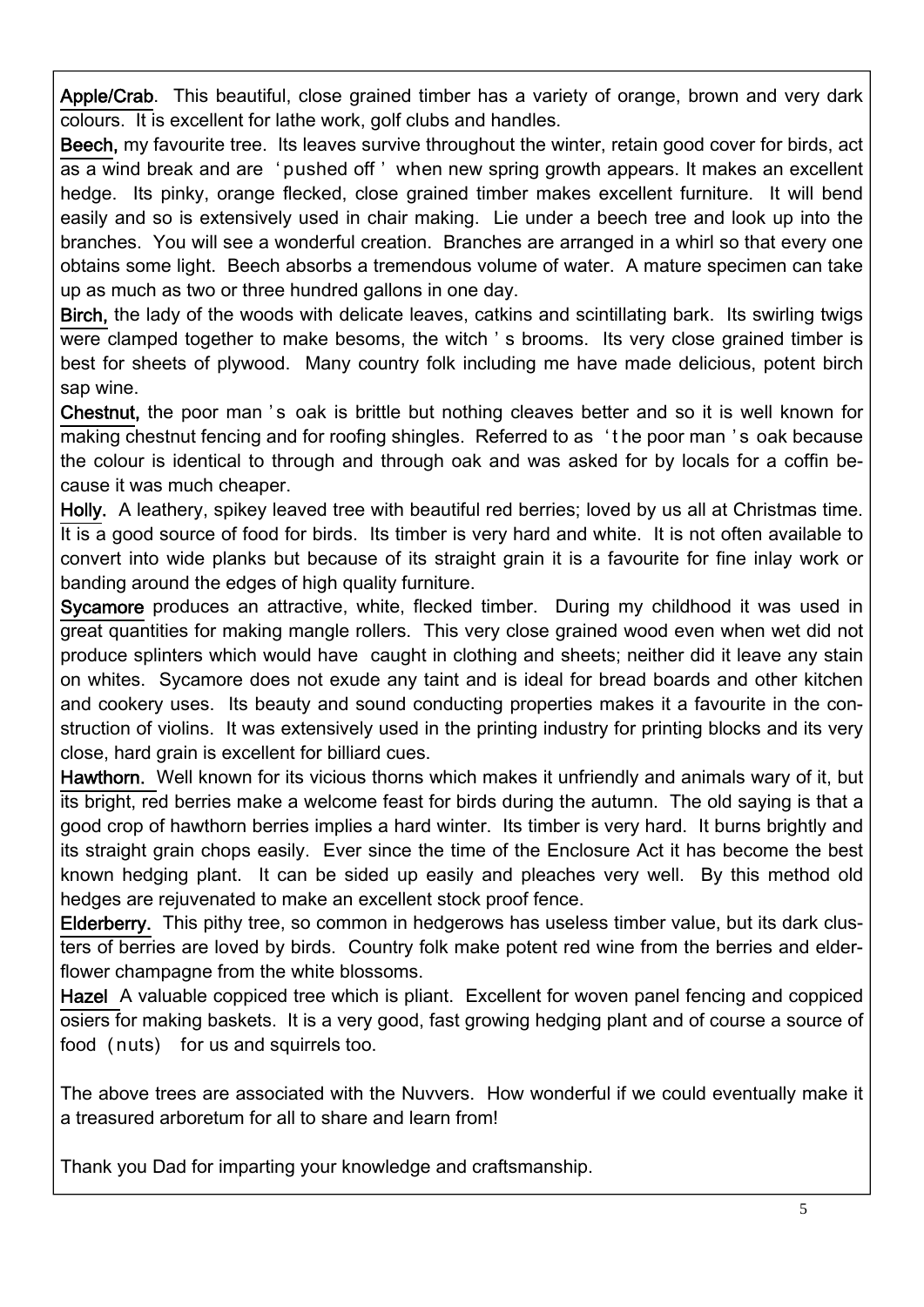**Apple/Crab**. This beautiful, close grained timber has a variety of orange, brown and very dark colours. It is excellent for lathe work, golf clubs and handles.

**Beech,** my favourite tree. Its leaves survive throughout the winter, retain good cover for birds, act as a wind break and are 'pushed off' when new spring growth appears. It makes an excellent hedge. Its pinky, orange flecked, close grained timber makes excellent furniture. It will bend easily and so is extensively used in chair making. Lie under a beech tree and look up into the branches. You will see a wonderful creation. Branches are arranged in a whirl so that every one obtains some light. Beech absorbs a tremendous volume of water. A mature specimen can take up as much as two or three hundred gallons in one day.

**Birch,** the lady of the woods with delicate leaves, catkins and scintillating bark. Its swirling twigs were clamped together to make besoms, the witch's brooms. Its very close grained timber is best for sheets of plywood. Many country folk including me have made delicious, potent birch sap wine.

**Chestnut,** the poor man's oak is brittle but nothing cleaves better and so it is well known for making chestnut fencing and for roofing shingles. Referred to as 'the poor man's oak because the colour is identical to through and through oak and was asked for by locals for a coffin because it was much cheaper.

**Holly.** A leathery, spikey leaved tree with beautiful red berries; loved by us all at Christmas time. It is a good source of food for birds. Its timber is very hard and white. It is not often available to convert into wide planks but because of its straight grain it is a favourite for fine inlay work or banding around the edges of high quality furniture.

**Sycamore** produces an attractive, white, flecked timber. During my childhood it was used in great quantities for making mangle rollers. This very close grained wood even when wet did not produce splinters which would have caught in clothing and sheets; neither did it leave any stain on whites. Sycamore does not exude any taint and is ideal for bread boards and other kitchen and cookery uses. Its beauty and sound conducting properties makes it a favourite in the construction of violins. It was extensively used in the printing industry for printing blocks and its very close, hard grain is excellent for billiard cues.

**Hawthorn.** Well known for its vicious thorns which makes it unfriendly and animals wary of it, but its bright, red berries make a welcome feast for birds during the autumn. The old saying is that a good crop of hawthorn berries implies a hard winter. Its timber is very hard. It burns brightly and its straight grain chops easily. Ever since the time of the Enclosure Act it has become the best known hedging plant. It can be sided up easily and pleaches very well. By this method old hedges are rejuvenated to make an excellent stock proof fence.

**Elderberry.** This pithy tree, so common in hedgerows has useless timber value, but its dark clusters of berries are loved by birds. Country folk make potent red wine from the berries and elderflower champagne from the white blossoms.

**Hazel** A valuable coppiced tree which is pliant. Excellent for woven panel fencing and coppiced osiers for making baskets. It is a very good, fast growing hedging plant and of course a source of food (nuts) for us and squirrels too.

The above trees are associated with the Nuvvers. How wonderful if we could eventually make it a treasured arboretum for all to share and learn from!

Thank you Dad for imparting your knowledge and craftsmanship.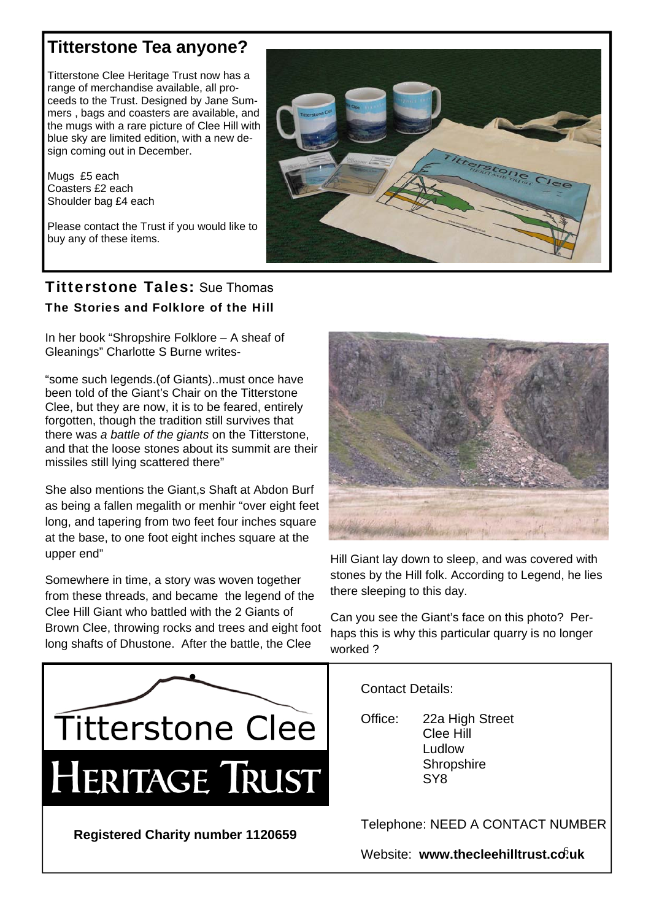## Titterstone Tea anyone?

Titterstone Clee Heritage Trust now has a range of merchandise available, all proceeds to the Trust. Designed by Jane Summers , bags and coasters are available, and the mugs with a rare picture of Clee Hill with blue sky are limited edition, with a new design coming out in December.

Mugs £5 each
Coasters £2 each
Shoulder bag £4 each

Please contact the Trust if you would like to buy any of these items.

## Titterstone Tales: Sue Thomas

### The Stories and Folklore of the Hill

In her book "Shropshire Folklore – A sheaf of Gleanings" Charlotte S Burne writes-

"some such legends.(of Giants)..must once have been told of the Giant's Chair on the Titterstone Clee, but they are now, it is to be feared, entirely forgotten, though the tradition still survives that there was *a battle of the giants* on the Titterstone, and that the loose stones about its summit are their missiles still lying scattered there"

She also mentions the Giant,s Shaft at Abdon Burf as being a fallen megalith or menhir "over eight feet long, and tapering from two feet four inches square at the base, to one foot eight inches square at the upper end"

Somewhere in time, a story was woven together from these threads, and became the legend of the Clee Hill Giant who battled with the 2 Giants of Brown Clee, throwing rocks and trees and eight foot long shafts of Dhustone. After the battle, the Clee Hill Giant lay down to sleep, and was covered with stones by the Hill folk. According to Legend, he lies there sleeping to this day.

Can you see the Giant's face on this photo? Perhaps this is why this particular quarry is no longer worked ?

Titterstone Clee
HERITAGE TRUST

**Registered Charity number 1120659**

Contact Details:

Office: 22a High Street
Clee Hill
Ludlow
Shropshire
SY8

Telephone: NEED A CONTACT NUMBER

Website: **www.thecleehilltrust.co.uk**